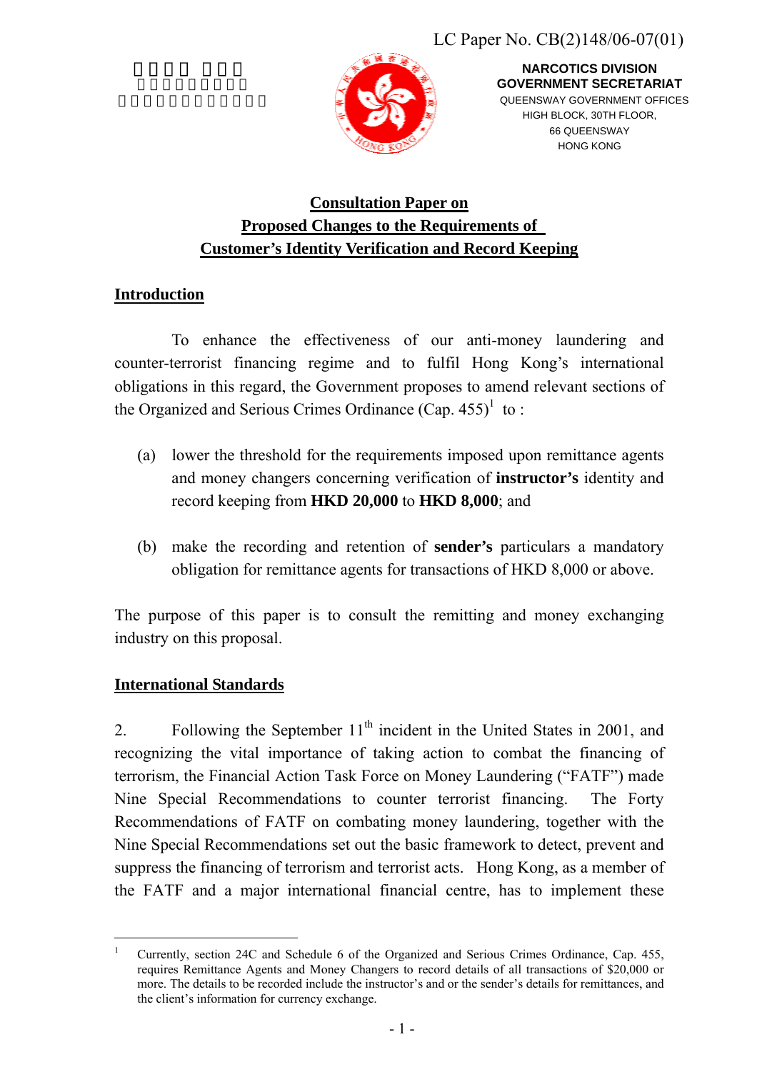LC Paper No. CB(2)148/06-07(01)

NARCOTICS DIVISION
GOVERNMENT SECRETARIAT
QUEENSWAY GOVERNMENT OFFICES
HIGH BLOCK, 30TH FLOOR,
66 QUEENSWAY
HONG KONG

# Consultation Paper on Proposed Changes to the Requirements of Customer's Identity Verification and Record Keeping

## Introduction

To enhance the effectiveness of our anti-money laundering and counter-terrorist financing regime and to fulfil Hong Kong's international obligations in this regard, the Government proposes to amend relevant sections of the Organized and Serious Crimes Ordinance (Cap. 455)[1] to :

(a) lower the threshold for the requirements imposed upon remittance agents and money changers concerning verification of **instructor's** identity and record keeping from **HKD 20,000** to **HKD 8,000**; and

(b) make the recording and retention of **sender's** particulars a mandatory obligation for remittance agents for transactions of HKD 8,000 or above.

The purpose of this paper is to consult the remitting and money exchanging industry on this proposal.

## International Standards

2. Following the September 11th incident in the United States in 2001, and recognizing the vital importance of taking action to combat the financing of terrorism, the Financial Action Task Force on Money Laundering ("FATF") made Nine Special Recommendations to counter terrorist financing. The Forty Recommendations of FATF on combating money laundering, together with the Nine Special Recommendations set out the basic framework to detect, prevent and suppress the financing of terrorism and terrorist acts. Hong Kong, as a member of the FATF and a major international financial centre, has to implement these

[1] Currently, section 24C and Schedule 6 of the Organized and Serious Crimes Ordinance, Cap. 455, requires Remittance Agents and Money Changers to record details of all transactions of $20,000 or more. The details to be recorded include the instructor's and or the sender's details for remittances, and the client's information for currency exchange.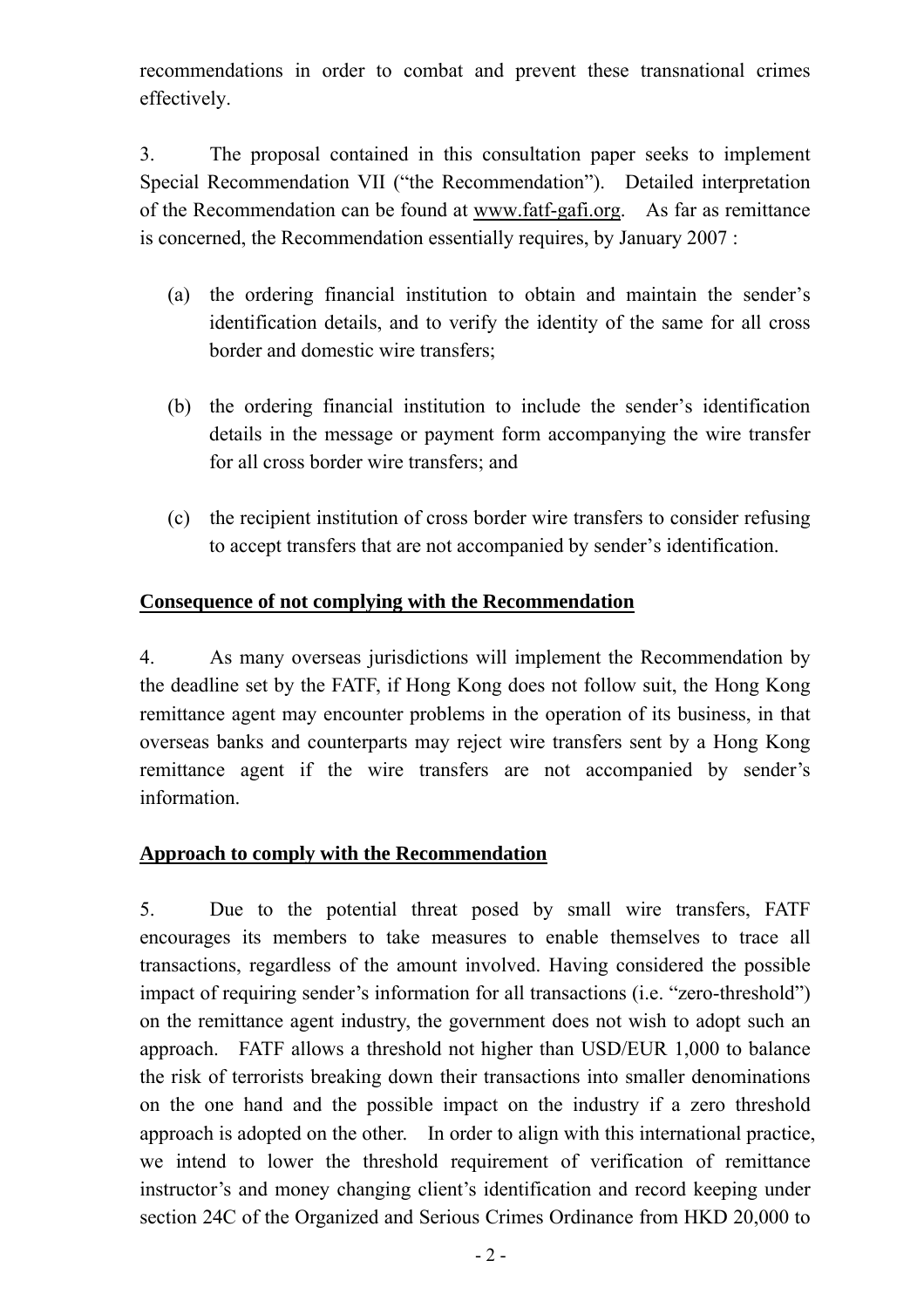recommendations in order to combat and prevent these transnational crimes effectively.

3. The proposal contained in this consultation paper seeks to implement Special Recommendation VII ("the Recommendation"). Detailed interpretation of the Recommendation can be found at www.fatf-gafi.org. As far as remittance is concerned, the Recommendation essentially requires, by January 2007 :

(a) the ordering financial institution to obtain and maintain the sender's identification details, and to verify the identity of the same for all cross border and domestic wire transfers;

(b) the ordering financial institution to include the sender's identification details in the message or payment form accompanying the wire transfer for all cross border wire transfers; and

(c) the recipient institution of cross border wire transfers to consider refusing to accept transfers that are not accompanied by sender's identification.

**Consequence of not complying with the Recommendation**

4. As many overseas jurisdictions will implement the Recommendation by the deadline set by the FATF, if Hong Kong does not follow suit, the Hong Kong remittance agent may encounter problems in the operation of its business, in that overseas banks and counterparts may reject wire transfers sent by a Hong Kong remittance agent if the wire transfers are not accompanied by sender's information.

**Approach to comply with the Recommendation**

5. Due to the potential threat posed by small wire transfers, FATF encourages its members to take measures to enable themselves to trace all transactions, regardless of the amount involved. Having considered the possible impact of requiring sender's information for all transactions (i.e. "zero-threshold") on the remittance agent industry, the government does not wish to adopt such an approach. FATF allows a threshold not higher than USD/EUR 1,000 to balance the risk of terrorists breaking down their transactions into smaller denominations on the one hand and the possible impact on the industry if a zero threshold approach is adopted on the other. In order to align with this international practice, we intend to lower the threshold requirement of verification of remittance instructor's and money changing client's identification and record keeping under section 24C of the Organized and Serious Crimes Ordinance from HKD 20,000 to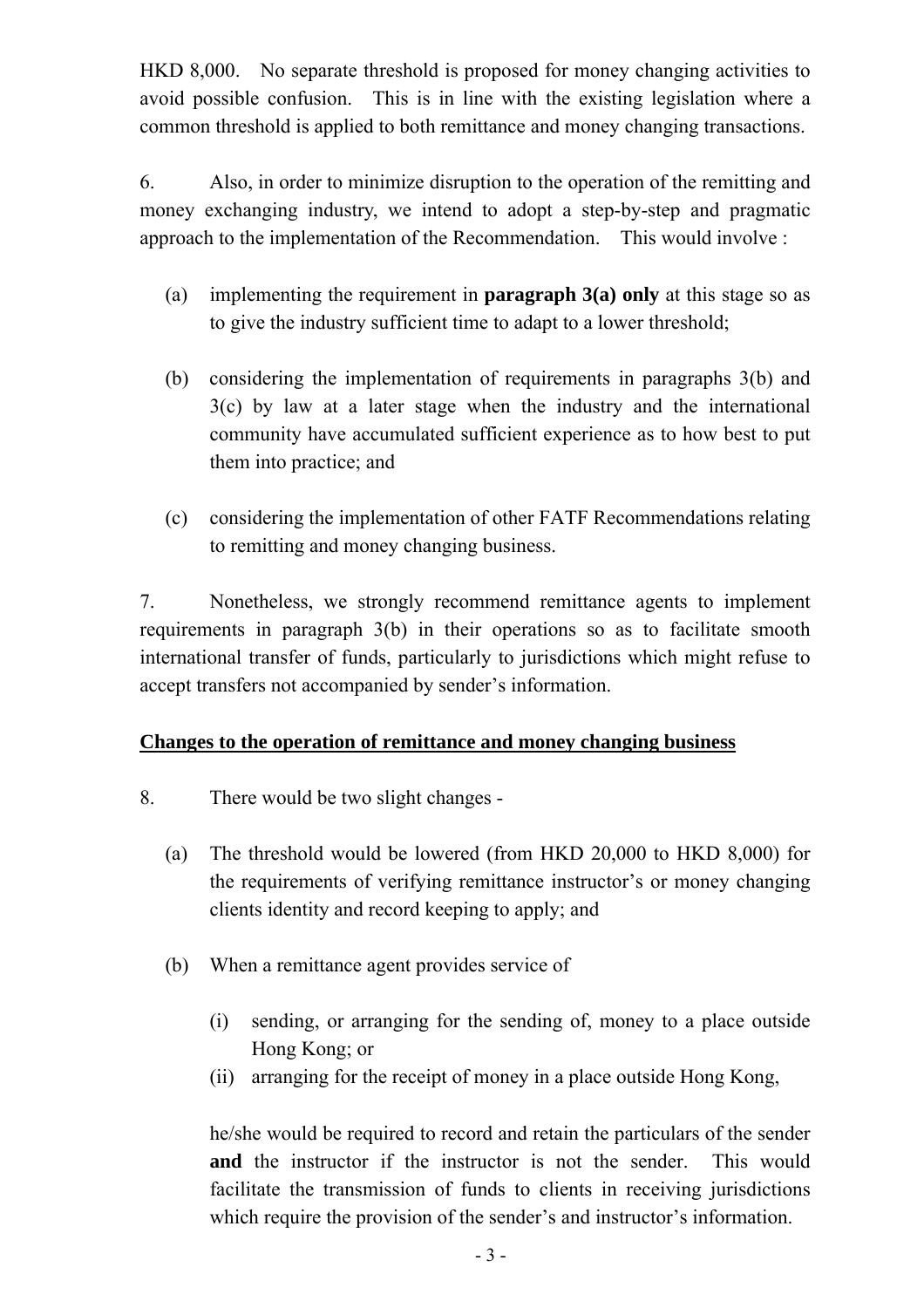HKD 8,000. No separate threshold is proposed for money changing activities to avoid possible confusion. This is in line with the existing legislation where a common threshold is applied to both remittance and money changing transactions.

6. Also, in order to minimize disruption to the operation of the remitting and money exchanging industry, we intend to adopt a step-by-step and pragmatic approach to the implementation of the Recommendation. This would involve :

(a) implementing the requirement in **paragraph 3(a) only** at this stage so as to give the industry sufficient time to adapt to a lower threshold;

(b) considering the implementation of requirements in paragraphs 3(b) and 3(c) by law at a later stage when the industry and the international community have accumulated sufficient experience as to how best to put them into practice; and

(c) considering the implementation of other FATF Recommendations relating to remitting and money changing business.

7. Nonetheless, we strongly recommend remittance agents to implement requirements in paragraph 3(b) in their operations so as to facilitate smooth international transfer of funds, particularly to jurisdictions which might refuse to accept transfers not accompanied by sender's information.

**<u>Changes to the operation of remittance and money changing business</u>**

8. There would be two slight changes -

(a) The threshold would be lowered (from HKD 20,000 to HKD 8,000) for the requirements of verifying remittance instructor's or money changing clients identity and record keeping to apply; and

(b) When a remittance agent provides service of

(i) sending, or arranging for the sending of, money to a place outside Hong Kong; or
(ii) arranging for the receipt of money in a place outside Hong Kong,

he/she would be required to record and retain the particulars of the sender **and** the instructor if the instructor is not the sender. This would facilitate the transmission of funds to clients in receiving jurisdictions which require the provision of the sender's and instructor's information.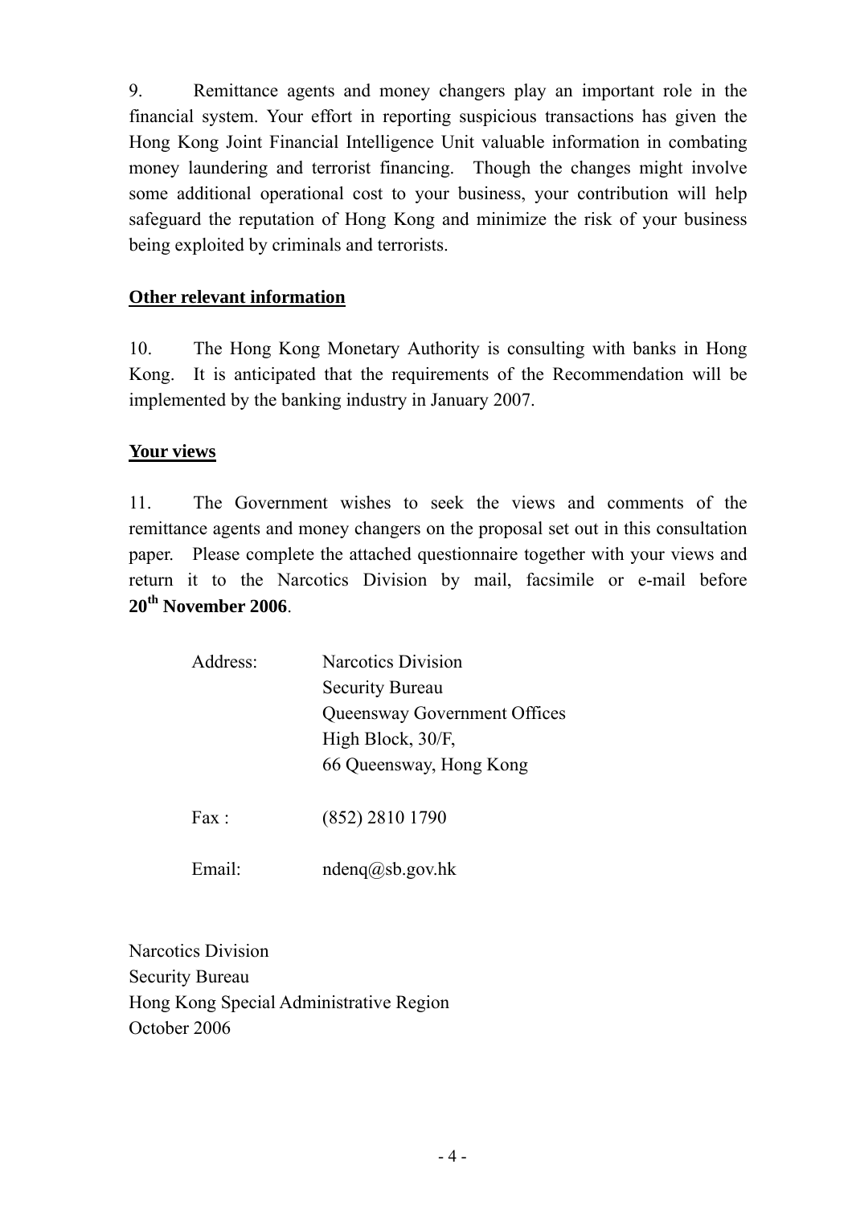9. Remittance agents and money changers play an important role in the financial system. Your effort in reporting suspicious transactions has given the Hong Kong Joint Financial Intelligence Unit valuable information in combating money laundering and terrorist financing. Though the changes might involve some additional operational cost to your business, your contribution will help safeguard the reputation of Hong Kong and minimize the risk of your business being exploited by criminals and terrorists.

**Other relevant information**

10. The Hong Kong Monetary Authority is consulting with banks in Hong Kong. It is anticipated that the requirements of the Recommendation will be implemented by the banking industry in January 2007.

**Your views**

11. The Government wishes to seek the views and comments of the remittance agents and money changers on the proposal set out in this consultation paper. Please complete the attached questionnaire together with your views and return it to the Narcotics Division by mail, facsimile or e-mail before **20th November 2006**.

Address: Narcotics Division
Security Bureau
Queensway Government Offices
High Block, 30/F,
66 Queensway, Hong Kong

Fax : (852) 2810 1790

Email: ndenq@sb.gov.hk

Narcotics Division
Security Bureau
Hong Kong Special Administrative Region
October 2006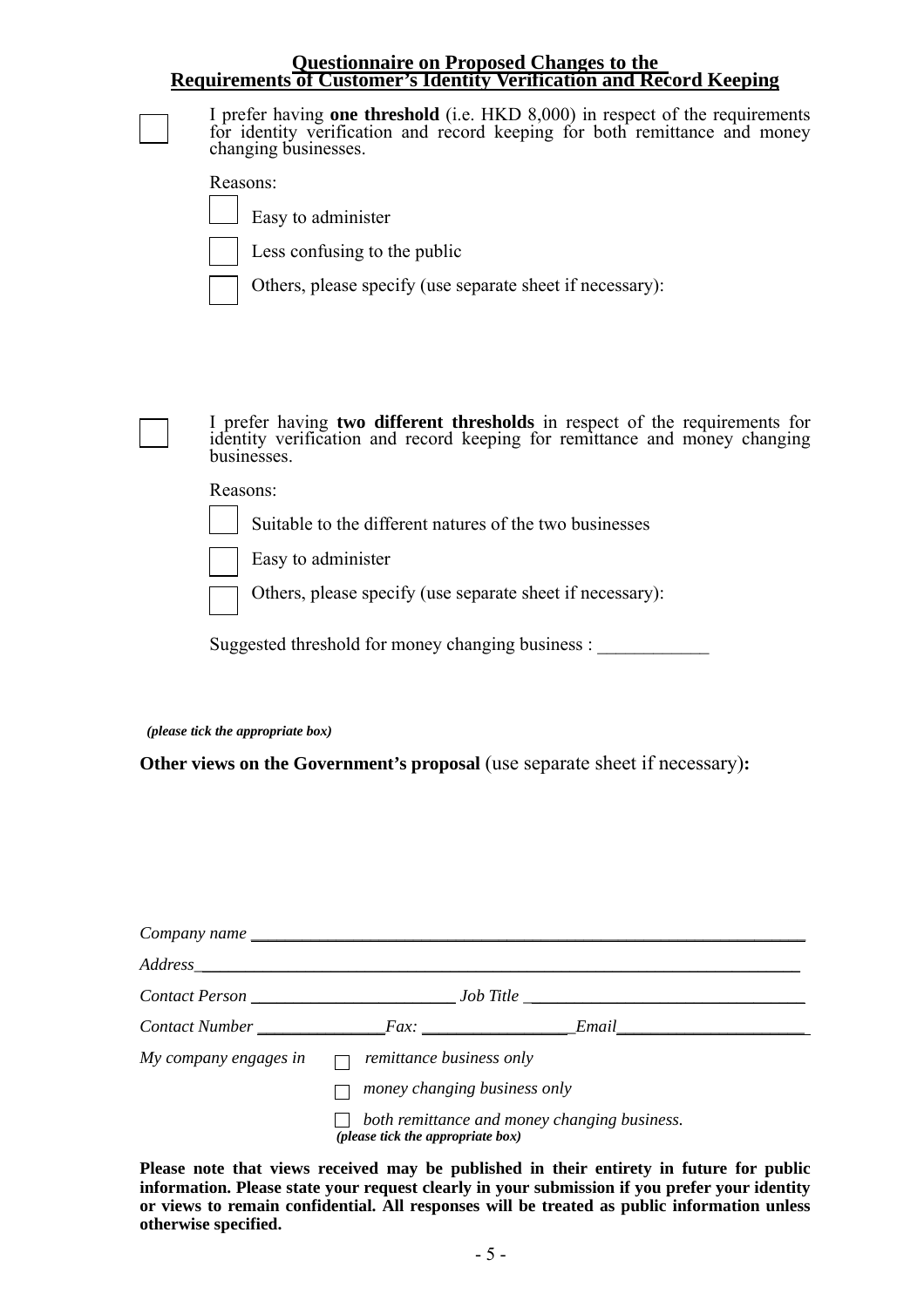**Questionnaire on Proposed Changes to the Requirements of Customer's Identity Verification and Record Keeping**

☐ I prefer having **one threshold** (i.e. HKD 8,000) in respect of the requirements for identity verification and record keeping for both remittance and money changing businesses.

Reasons:

☐ Easy to administer

☐ Less confusing to the public

☐ Others, please specify (use separate sheet if necessary):

☐ I prefer having **two different thresholds** in respect of the requirements for identity verification and record keeping for remittance and money changing businesses.

Reasons:

☐ Suitable to the different natures of the two businesses

☐ Easy to administer

☐ Others, please specify (use separate sheet if necessary):

Suggested threshold for money changing business : ____________

***(please tick the appropriate box)***

**Other views on the Government's proposal** (use separate sheet if necessary)**:**

*Company name* ____________________

*Address* ____________________

*Contact Person* ____________________ *Job Title* ____________________

*Contact Number* ______________ *Fax:* ______________ *Email* ______________

*My company engages in*

☐ *remittance business only*

☐ *money changing business only*

☐ *both remittance and money changing business.*

***(please tick the appropriate box)***

**Please note that views received may be published in their entirety in future for public information. Please state your request clearly in your submission if you prefer your identity or views to remain confidential. All responses will be treated as public information unless otherwise specified.**